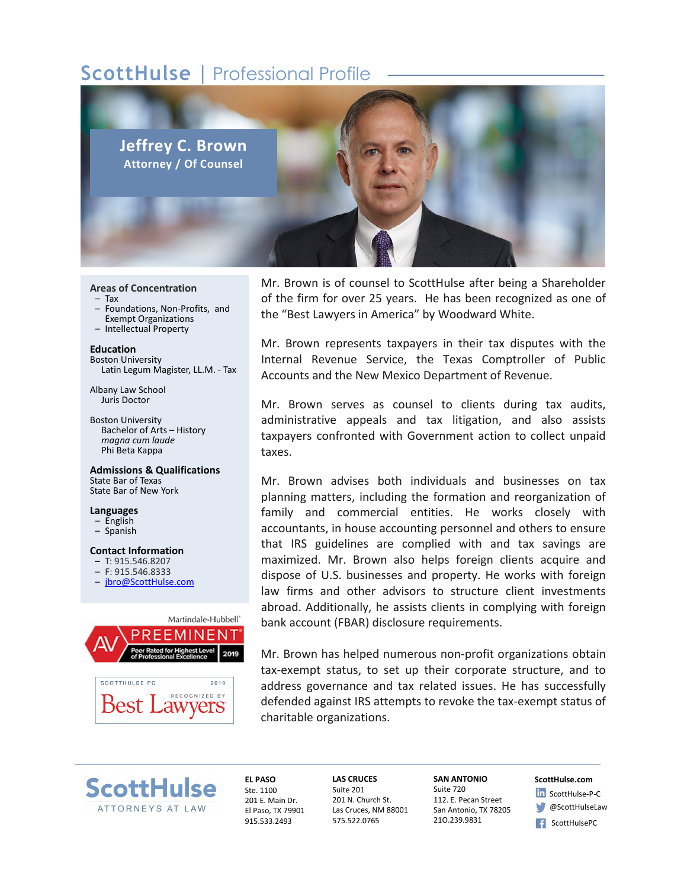# ScottHulse | Professional Profile

## Jeffrey C. Brown

**Attorney / Of Counsel**

### Areas of Concentration

- Tax
- Foundations, Non-Profits, and Exempt Organizations
- Intellectual Property

### Education

Boston University
Latin Legum Magister, LL.M. - Tax

Albany Law School
Juris Doctor

Boston University
Bachelor of Arts – History
*magna cum laude*
Phi Beta Kappa

### Admissions & Qualifications

State Bar of Texas
State Bar of New York

### Languages

- English
- Spanish

### Contact Information

- T: 915.546.8207
- F: 915.546.8333
- jbro@ScottHulse.com

Martindale-Hubbell® AV PREEMINENT® Peer Rated for Highest Level of Professional Excellence 2019

SCOTTHULSE PC 2019 RECOGNIZED BY Best Lawyers

Mr. Brown is of counsel to ScottHulse after being a Shareholder of the firm for over 25 years. He has been recognized as one of the "Best Lawyers in America" by Woodward White.

Mr. Brown represents taxpayers in their tax disputes with the Internal Revenue Service, the Texas Comptroller of Public Accounts and the New Mexico Department of Revenue.

Mr. Brown serves as counsel to clients during tax audits, administrative appeals and tax litigation, and also assists taxpayers confronted with Government action to collect unpaid taxes.

Mr. Brown advises both individuals and businesses on tax planning matters, including the formation and reorganization of family and commercial entities. He works closely with accountants, in house accounting personnel and others to ensure that IRS guidelines are complied with and tax savings are maximized. Mr. Brown also helps foreign clients acquire and dispose of U.S. businesses and property. He works with foreign law firms and other advisors to structure client investments abroad. Additionally, he assists clients in complying with foreign bank account (FBAR) disclosure requirements.

Mr. Brown has helped numerous non-profit organizations obtain tax-exempt status, to set up their corporate structure, and to address governance and tax related issues. He has successfully defended against IRS attempts to revoke the tax-exempt status of charitable organizations.

**ScottHulse** ATTORNEYS AT LAW

**EL PASO**
Ste. 1100
201 E. Main Dr.
El Paso, TX 79901
915.533.2493

**LAS CRUCES**
Suite 201
201 N. Church St.
Las Cruces, NM 88001
575.522.0765

**SAN ANTONIO**
Suite 720
112. E. Pecan Street
San Antonio, TX 78205
21O.239.9831

**ScottHulse.com**
ScottHulse-P-C
@ScottHulseLaw
ScottHulsePC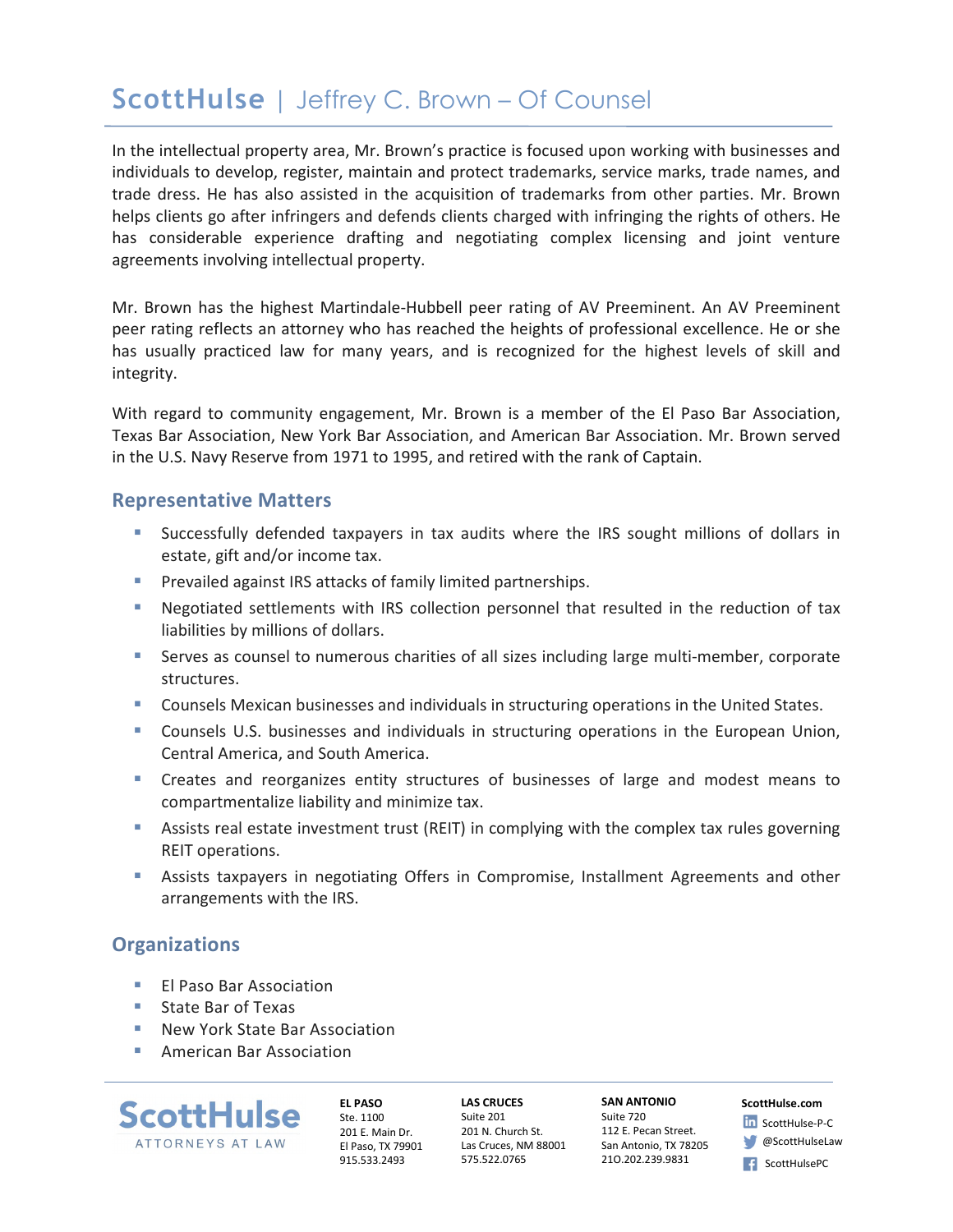In the intellectual property area, Mr. Brown's practice is focused upon working with businesses and individuals to develop, register, maintain and protect trademarks, service marks, trade names, and trade dress. He has also assisted in the acquisition of trademarks from other parties. Mr. Brown helps clients go after infringers and defends clients charged with infringing the rights of others. He has considerable experience drafting and negotiating complex licensing and joint venture agreements involving intellectual property.

Mr. Brown has the highest Martindale-Hubbell peer rating of AV Preeminent. An AV Preeminent peer rating reflects an attorney who has reached the heights of professional excellence. He or she has usually practiced law for many years, and is recognized for the highest levels of skill and integrity.

With regard to community engagement, Mr. Brown is a member of the El Paso Bar Association, Texas Bar Association, New York Bar Association, and American Bar Association. Mr. Brown served in the U.S. Navy Reserve from 1971 to 1995, and retired with the rank of Captain.

## Representative Matters

- Successfully defended taxpayers in tax audits where the IRS sought millions of dollars in estate, gift and/or income tax.
- Prevailed against IRS attacks of family limited partnerships.
- Negotiated settlements with IRS collection personnel that resulted in the reduction of tax liabilities by millions of dollars.
- Serves as counsel to numerous charities of all sizes including large multi-member, corporate structures.
- Counsels Mexican businesses and individuals in structuring operations in the United States.
- Counsels U.S. businesses and individuals in structuring operations in the European Union, Central America, and South America.
- Creates and reorganizes entity structures of businesses of large and modest means to compartmentalize liability and minimize tax.
- Assists real estate investment trust (REIT) in complying with the complex tax rules governing REIT operations.
- Assists taxpayers in negotiating Offers in Compromise, Installment Agreements and other arrangements with the IRS.

## Organizations

- El Paso Bar Association
- State Bar of Texas
- New York State Bar Association
- American Bar Association